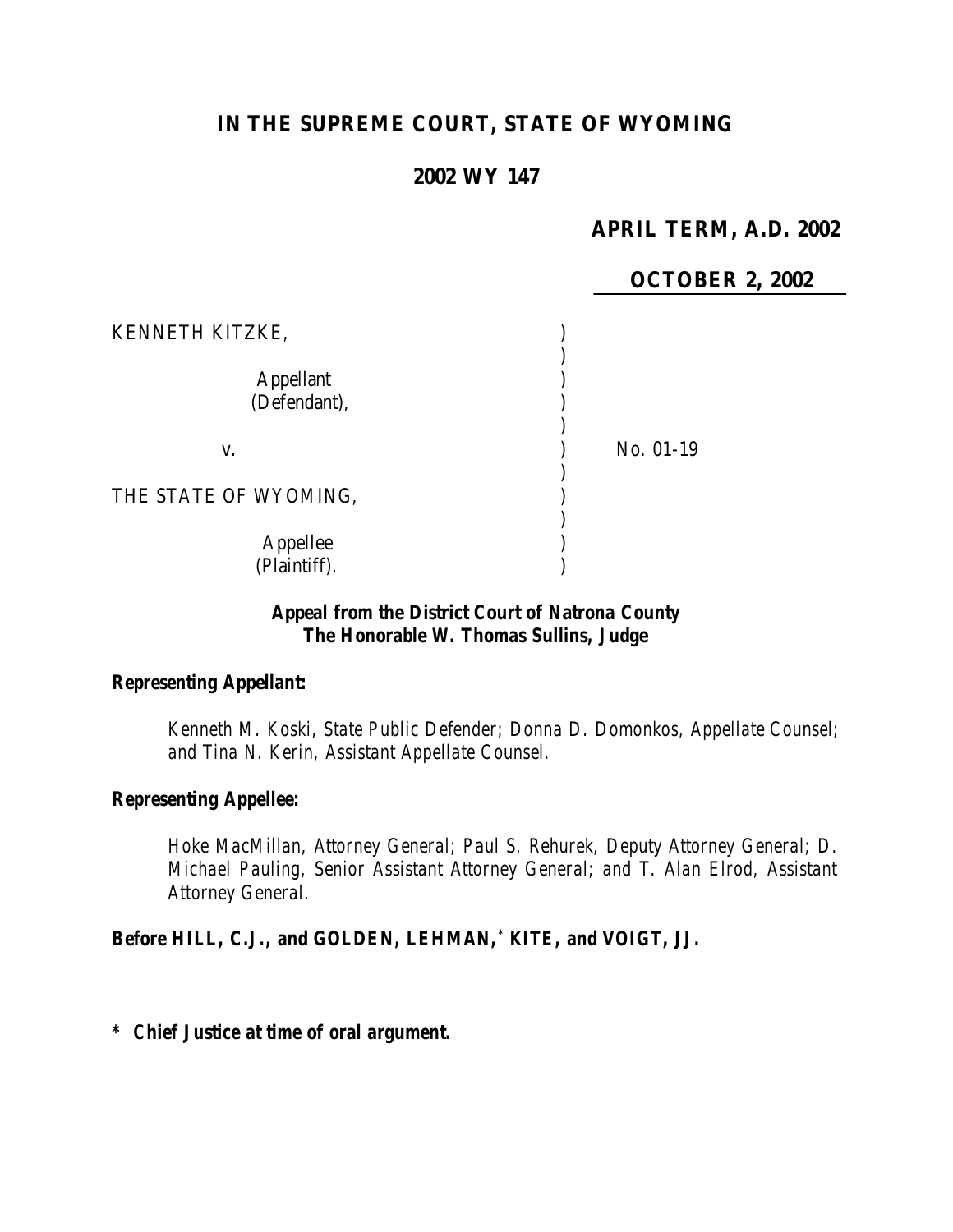# IN THE SUPREME COURT, STATE OF WYOMING

## 2002 WY 147

**APRIL TERM, A.D. 2002**

**OCTOBER 2, 2002**

KENNETH KITZKE,

Appellant
(Defendant),

v.

THE STATE OF WYOMING,

Appellee
(Plaintiff).

No. 01-19

***Appeal from the District Court of Natrona County***
***The Honorable W. Thomas Sullins, Judge***

***Representing Appellant:***

*Kenneth M. Koski, State Public Defender; Donna D. Domonkos, Appellate Counsel; and Tina N. Kerin, Assistant Appellate Counsel.*

***Representing Appellee:***

*Hoke MacMillan, Attorney General; Paul S. Rehurek, Deputy Attorney General; D. Michael Pauling, Senior Assistant Attorney General; and T. Alan Elrod, Assistant Attorney General.*

***Before HILL, C.J., and GOLDEN, LEHMAN,\* KITE, and VOIGT, JJ.***

***\* Chief Justice at time of oral argument.***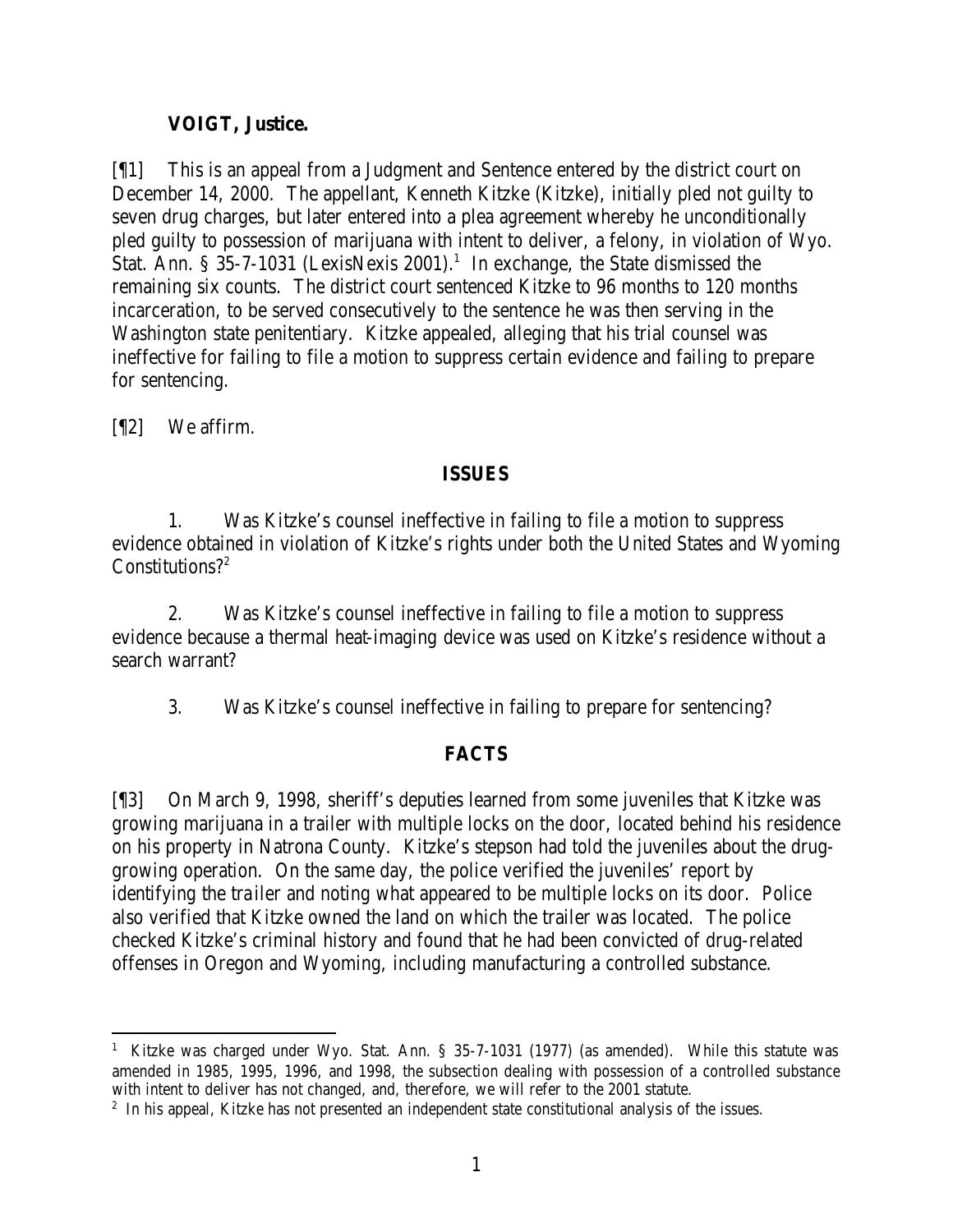**VOIGT, Justice.**

[¶1] This is an appeal from a Judgment and Sentence entered by the district court on December 14, 2000. The appellant, Kenneth Kitzke (Kitzke), initially pled not guilty to seven drug charges, but later entered into a plea agreement whereby he unconditionally pled guilty to possession of marijuana with intent to deliver, a felony, in violation of Wyo. Stat. Ann. § 35-7-1031 (LexisNexis 2001).[1] In exchange, the State dismissed the remaining six counts. The district court sentenced Kitzke to 96 months to 120 months incarceration, to be served consecutively to the sentence he was then serving in the Washington state penitentiary. Kitzke appealed, alleging that his trial counsel was ineffective for failing to file a motion to suppress certain evidence and failing to prepare for sentencing.

[¶2] We affirm.

## ISSUES

1. Was Kitzke's counsel ineffective in failing to file a motion to suppress evidence obtained in violation of Kitzke's rights under both the United States and Wyoming Constitutions?[2]

2. Was Kitzke's counsel ineffective in failing to file a motion to suppress evidence because a thermal heat-imaging device was used on Kitzke's residence without a search warrant?

3. Was Kitzke's counsel ineffective in failing to prepare for sentencing?

## FACTS

[¶3] On March 9, 1998, sheriff's deputies learned from some juveniles that Kitzke was growing marijuana in a trailer with multiple locks on the door, located behind his residence on his property in Natrona County. Kitzke's stepson had told the juveniles about the drug-growing operation. On the same day, the police verified the juveniles' report by identifying the trailer and noting what appeared to be multiple locks on its door. Police also verified that Kitzke owned the land on which the trailer was located. The police checked Kitzke's criminal history and found that he had been convicted of drug-related offenses in Oregon and Wyoming, including manufacturing a controlled substance.

---

[1] Kitzke was charged under Wyo. Stat. Ann. § 35-7-1031 (1977) (as amended). While this statute was amended in 1985, 1995, 1996, and 1998, the subsection dealing with possession of a controlled substance with intent to deliver has not changed, and, therefore, we will refer to the 2001 statute.

[2] In his appeal, Kitzke has not presented an independent state constitutional analysis of the issues.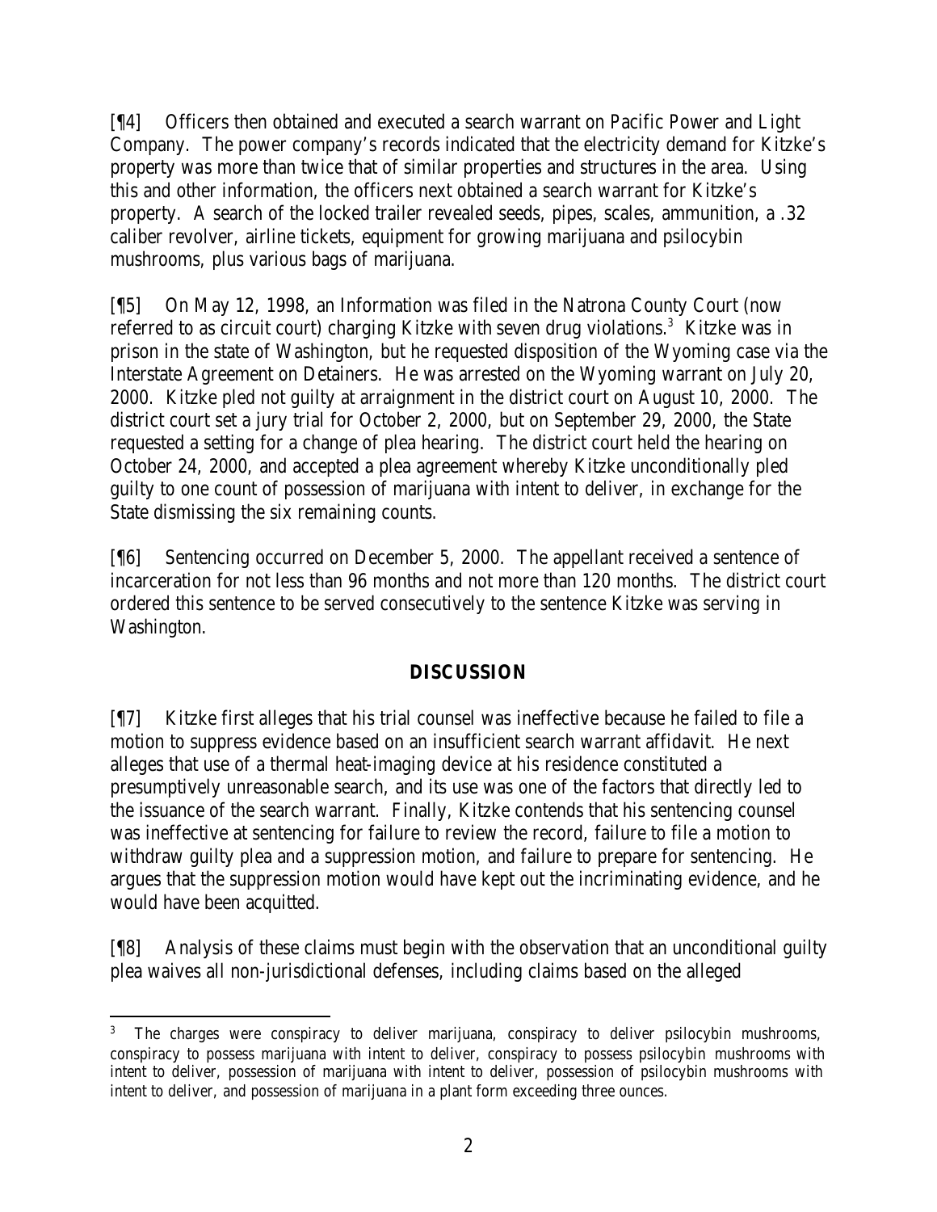[¶4] Officers then obtained and executed a search warrant on Pacific Power and Light Company. The power company's records indicated that the electricity demand for Kitzke's property was more than twice that of similar properties and structures in the area. Using this and other information, the officers next obtained a search warrant for Kitzke's property. A search of the locked trailer revealed seeds, pipes, scales, ammunition, a .32 caliber revolver, airline tickets, equipment for growing marijuana and psilocybin mushrooms, plus various bags of marijuana.

[¶5] On May 12, 1998, an Information was filed in the Natrona County Court (now referred to as circuit court) charging Kitzke with seven drug violations.[3] Kitzke was in prison in the state of Washington, but he requested disposition of the Wyoming case via the Interstate Agreement on Detainers. He was arrested on the Wyoming warrant on July 20, 2000. Kitzke pled not guilty at arraignment in the district court on August 10, 2000. The district court set a jury trial for October 2, 2000, but on September 29, 2000, the State requested a setting for a change of plea hearing. The district court held the hearing on October 24, 2000, and accepted a plea agreement whereby Kitzke unconditionally pled guilty to one count of possession of marijuana with intent to deliver, in exchange for the State dismissing the six remaining counts.

[¶6] Sentencing occurred on December 5, 2000. The appellant received a sentence of incarceration for not less than 96 months and not more than 120 months. The district court ordered this sentence to be served consecutively to the sentence Kitzke was serving in Washington.

## DISCUSSION

[¶7] Kitzke first alleges that his trial counsel was ineffective because he failed to file a motion to suppress evidence based on an insufficient search warrant affidavit. He next alleges that use of a thermal heat-imaging device at his residence constituted a presumptively unreasonable search, and its use was one of the factors that directly led to the issuance of the search warrant. Finally, Kitzke contends that his sentencing counsel was ineffective at sentencing for failure to review the record, failure to file a motion to withdraw guilty plea and a suppression motion, and failure to prepare for sentencing. He argues that the suppression motion would have kept out the incriminating evidence, and he would have been acquitted.

[¶8] Analysis of these claims must begin with the observation that an unconditional guilty plea waives all non-jurisdictional defenses, including claims based on the alleged

---

[3] The charges were conspiracy to deliver marijuana, conspiracy to deliver psilocybin mushrooms, conspiracy to possess marijuana with intent to deliver, conspiracy to possess psilocybin mushrooms with intent to deliver, possession of marijuana with intent to deliver, possession of psilocybin mushrooms with intent to deliver, and possession of marijuana in a plant form exceeding three ounces.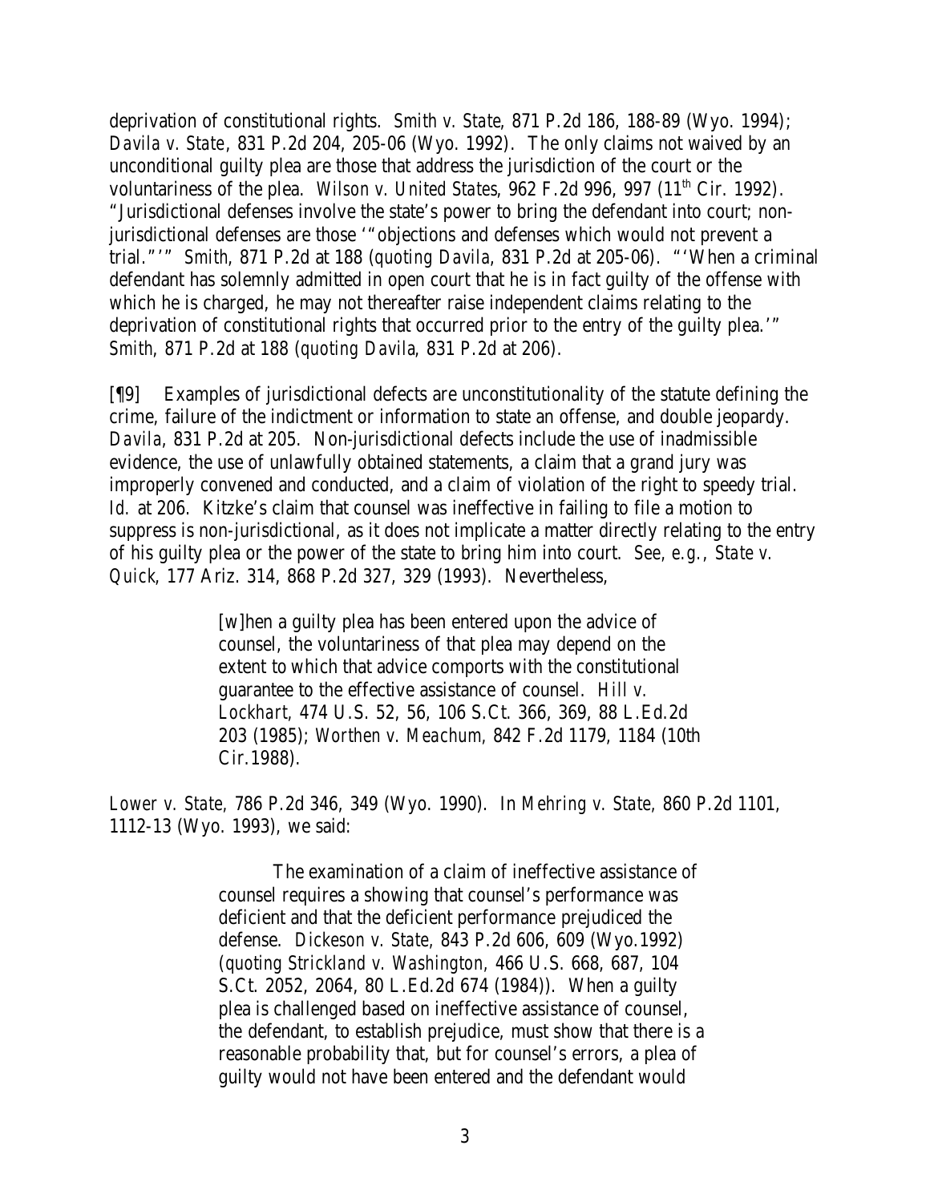deprivation of constitutional rights. *Smith v. State*, 871 P.2d 186, 188-89 (Wyo. 1994); *Davila v. State*, 831 P.2d 204, 205-06 (Wyo. 1992). The only claims not waived by an unconditional guilty plea are those that address the jurisdiction of the court or the voluntariness of the plea. *Wilson v. United States*, 962 F.2d 996, 997 (11th Cir. 1992). "Jurisdictional defenses involve the state's power to bring the defendant into court; non-jurisdictional defenses are those '"objections and defenses which would not prevent a trial."'" *Smith*, 871 P.2d at 188 (*quoting Davila*, 831 P.2d at 205-06). "'When a criminal defendant has solemnly admitted in open court that he is in fact guilty of the offense with which he is charged, he may not thereafter raise independent claims relating to the deprivation of constitutional rights that occurred prior to the entry of the guilty plea.'" *Smith*, 871 P.2d at 188 (*quoting Davila*, 831 P.2d at 206).

[¶9] Examples of jurisdictional defects are unconstitutionality of the statute defining the crime, failure of the indictment or information to state an offense, and double jeopardy. *Davila*, 831 P.2d at 205. Non-jurisdictional defects include the use of inadmissible evidence, the use of unlawfully obtained statements, a claim that a grand jury was improperly convened and conducted, and a claim of violation of the right to speedy trial. *Id.* at 206. Kitzke's claim that counsel was ineffective in failing to file a motion to suppress is non-jurisdictional, as it does not implicate a matter directly relating to the entry of his guilty plea or the power of the state to bring him into court. *See, e.g.*, *State v. Quick*, 177 Ariz. 314, 868 P.2d 327, 329 (1993). Nevertheless,

> [w]hen a guilty plea has been entered upon the advice of counsel, the voluntariness of that plea may depend on the extent to which that advice comports with the constitutional guarantee to the effective assistance of counsel. *Hill v. Lockhart,* 474 U.S. 52, 56, 106 S.Ct. 366, 369, 88 L.Ed.2d 203 (1985); *Worthen v. Meachum,* 842 F.2d 1179, 1184 (10th Cir.1988).

*Lower v. State*, 786 P.2d 346, 349 (Wyo. 1990). In *Mehring v. State*, 860 P.2d 1101, 1112-13 (Wyo. 1993), we said:

> The examination of a claim of ineffective assistance of counsel requires a showing that counsel's performance was deficient and that the deficient performance prejudiced the defense. *Dickeson v. State*, 843 P.2d 606, 609 (Wyo.1992) (*quoting Strickland v. Washington*, 466 U.S. 668, 687, 104 S.Ct. 2052, 2064, 80 L.Ed.2d 674 (1984)). When a guilty plea is challenged based on ineffective assistance of counsel, the defendant, to establish prejudice, must show that there is a reasonable probability that, but for counsel's errors, a plea of guilty would not have been entered and the defendant would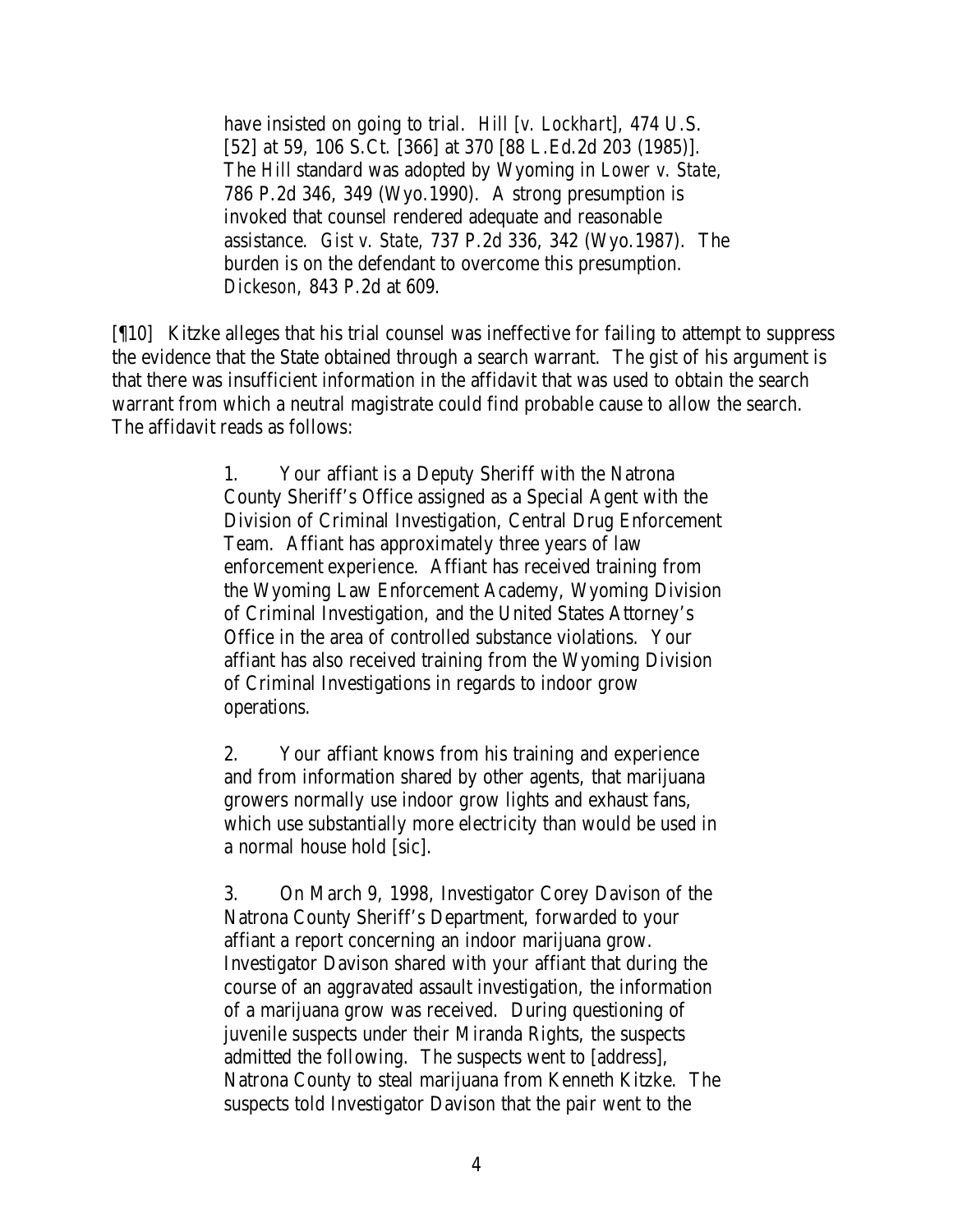> have insisted on going to trial. *Hill* [*v. Lockhart*], 474 U.S. [52] at 59, 106 S.Ct. [366] at 370 [88 L.Ed.2d 203 (1985)]. The *Hill* standard was adopted by Wyoming in *Lower v. State*, 786 P.2d 346, 349 (Wyo.1990). A strong presumption is invoked that counsel rendered adequate and reasonable assistance. *Gist v. State*, 737 P.2d 336, 342 (Wyo.1987). The burden is on the defendant to overcome this presumption. *Dickeson*, 843 P.2d at 609.

[¶10] Kitzke alleges that his trial counsel was ineffective for failing to attempt to suppress the evidence that the State obtained through a search warrant. The gist of his argument is that there was insufficient information in the affidavit that was used to obtain the search warrant from which a neutral magistrate could find probable cause to allow the search. The affidavit reads as follows:

> 1. Your affiant is a Deputy Sheriff with the Natrona County Sheriff's Office assigned as a Special Agent with the Division of Criminal Investigation, Central Drug Enforcement Team. Affiant has approximately three years of law enforcement experience. Affiant has received training from the Wyoming Law Enforcement Academy, Wyoming Division of Criminal Investigation, and the United States Attorney's Office in the area of controlled substance violations. Your affiant has also received training from the Wyoming Division of Criminal Investigations in regards to indoor grow operations.
>
> 2. Your affiant knows from his training and experience and from information shared by other agents, that marijuana growers normally use indoor grow lights and exhaust fans, which use substantially more electricity than would be used in a normal house hold [sic].
>
> 3. On March 9, 1998, Investigator Corey Davison of the Natrona County Sheriff's Department, forwarded to your affiant a report concerning an indoor marijuana grow. Investigator Davison shared with your affiant that during the course of an aggravated assault investigation, the information of a marijuana grow was received. During questioning of juvenile suspects under their Miranda Rights, the suspects admitted the following. The suspects went to [address], Natrona County to steal marijuana from Kenneth Kitzke. The suspects told Investigator Davison that the pair went to the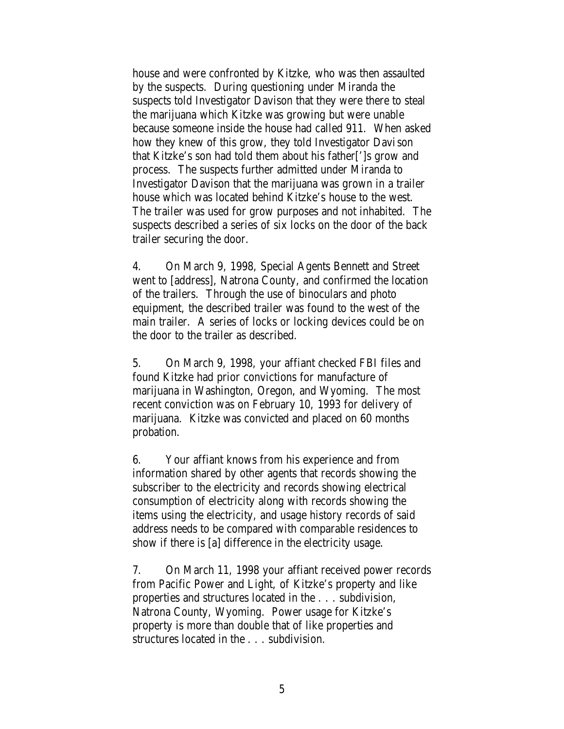house and were confronted by Kitzke, who was then assaulted by the suspects. During questioning under Miranda the suspects told Investigator Davison that they were there to steal the marijuana which Kitzke was growing but were unable because someone inside the house had called 911. When asked how they knew of this grow, they told Investigator Davison that Kitzke's son had told them about his father[']s grow and process. The suspects further admitted under Miranda to Investigator Davison that the marijuana was grown in a trailer house which was located behind Kitzke's house to the west. The trailer was used for grow purposes and not inhabited. The suspects described a series of six locks on the door of the back trailer securing the door.

4. On March 9, 1998, Special Agents Bennett and Street went to [address], Natrona County, and confirmed the location of the trailers. Through the use of binoculars and photo equipment, the described trailer was found to the west of the main trailer. A series of locks or locking devices could be on the door to the trailer as described.

5. On March 9, 1998, your affiant checked FBI files and found Kitzke had prior convictions for manufacture of marijuana in Washington, Oregon, and Wyoming. The most recent conviction was on February 10, 1993 for delivery of marijuana. Kitzke was convicted and placed on 60 months probation.

6. Your affiant knows from his experience and from information shared by other agents that records showing the subscriber to the electricity and records showing electrical consumption of electricity along with records showing the items using the electricity, and usage history records of said address needs to be compared with comparable residences to show if there is [a] difference in the electricity usage.

7. On March 11, 1998 your affiant received power records from Pacific Power and Light, of Kitzke's property and like properties and structures located in the . . . subdivision, Natrona County, Wyoming. Power usage for Kitzke's property is more than double that of like properties and structures located in the . . . subdivision.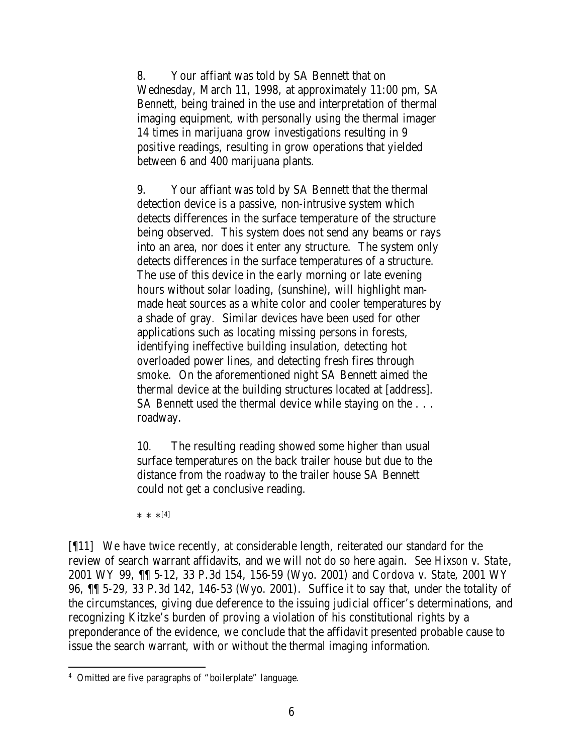> 8. Your affiant was told by SA Bennett that on Wednesday, March 11, 1998, at approximately 11:00 pm, SA Bennett, being trained in the use and interpretation of thermal imaging equipment, with personally using the thermal imager 14 times in marijuana grow investigations resulting in 9 positive readings, resulting in grow operations that yielded between 6 and 400 marijuana plants.
>
> 9. Your affiant was told by SA Bennett that the thermal detection device is a passive, non-intrusive system which detects differences in the surface temperature of the structure being observed. This system does not send any beams or rays into an area, nor does it enter any structure. The system only detects differences in the surface temperatures of a structure. The use of this device in the early morning or late evening hours without solar loading, (sunshine), will highlight man-made heat sources as a white color and cooler temperatures by a shade of gray. Similar devices have been used for other applications such as locating missing persons in forests, identifying ineffective building insulation, detecting hot overloaded power lines, and detecting fresh fires through smoke. On the aforementioned night SA Bennett aimed the thermal device at the building structures located at [address]. SA Bennett used the thermal device while staying on the . . . roadway.
>
> 10. The resulting reading showed some higher than usual surface temperatures on the back trailer house but due to the distance from the roadway to the trailer house SA Bennett could not get a conclusive reading.
>
> * * *[4]

[¶11] We have twice recently, at considerable length, reiterated our standard for the review of search warrant affidavits, and we will not do so here again. *See Hixson v. State*, 2001 WY 99, ¶¶ 5-12, 33 P.3d 154, 156-59 (Wyo. 2001) and *Cordova v. State*, 2001 WY 96, ¶¶ 5-29, 33 P.3d 142, 146-53 (Wyo. 2001). Suffice it to say that, under the totality of the circumstances, giving due deference to the issuing judicial officer's determinations, and recognizing Kitzke's burden of proving a violation of his constitutional rights by a preponderance of the evidence, we conclude that the affidavit presented probable cause to issue the search warrant, with or without the thermal imaging information.

---

[4] Omitted are five paragraphs of "boilerplate" language.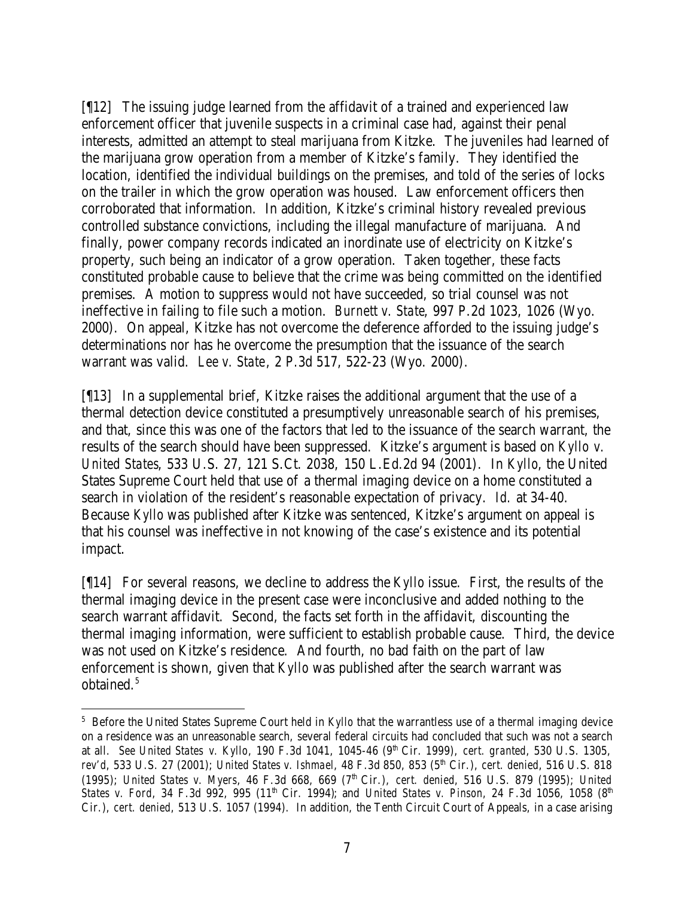[¶12] The issuing judge learned from the affidavit of a trained and experienced law enforcement officer that juvenile suspects in a criminal case had, against their penal interests, admitted an attempt to steal marijuana from Kitzke. The juveniles had learned of the marijuana grow operation from a member of Kitzke's family. They identified the location, identified the individual buildings on the premises, and told of the series of locks on the trailer in which the grow operation was housed. Law enforcement officers then corroborated that information. In addition, Kitzke's criminal history revealed previous controlled substance convictions, including the illegal manufacture of marijuana. And finally, power company records indicated an inordinate use of electricity on Kitzke's property, such being an indicator of a grow operation. Taken together, these facts constituted probable cause to believe that the crime was being committed on the identified premises. A motion to suppress would not have succeeded, so trial counsel was not ineffective in failing to file such a motion. *Burnett v. State*, 997 P.2d 1023, 1026 (Wyo. 2000). On appeal, Kitzke has not overcome the deference afforded to the issuing judge's determinations nor has he overcome the presumption that the issuance of the search warrant was valid. *Lee v. State*, 2 P.3d 517, 522-23 (Wyo. 2000).

[¶13] In a supplemental brief, Kitzke raises the additional argument that the use of a thermal detection device constituted a presumptively unreasonable search of his premises, and that, since this was one of the factors that led to the issuance of the search warrant, the results of the search should have been suppressed. Kitzke's argument is based on *Kyllo v. United States*, 533 U.S. 27, 121 S.Ct. 2038, 150 L.Ed.2d 94 (2001). In *Kyllo*, the United States Supreme Court held that use of a thermal imaging device on a home constituted a search in violation of the resident's reasonable expectation of privacy. *Id.* at 34-40. Because *Kyllo* was published after Kitzke was sentenced, Kitzke's argument on appeal is that his counsel was ineffective in not knowing of the case's existence and its potential impact.

[¶14] For several reasons, we decline to address the *Kyllo* issue. First, the results of the thermal imaging device in the present case were inconclusive and added nothing to the search warrant affidavit. Second, the facts set forth in the affidavit, discounting the thermal imaging information, were sufficient to establish probable cause. Third, the device was not used on Kitzke's residence. And fourth, no bad faith on the part of law enforcement is shown, given that *Kyllo* was published after the search warrant was obtained.[5]

---

[5] Before the United States Supreme Court held in *Kyllo* that the warrantless use of a thermal imaging device on a residence was an unreasonable search, several federal circuits had concluded that such was not a search at all. *See United States v. Kyllo*, 190 F.3d 1041, 1045-46 (9th Cir. 1999), *cert. granted*, 530 U.S. 1305, *rev'd*, 533 U.S. 27 (2001); *United States v. Ishmael*, 48 F.3d 850, 853 (5th Cir.), *cert. denied*, 516 U.S. 818 (1995); *United States v. Myers*, 46 F.3d 668, 669 (7th Cir.), *cert. denied*, 516 U.S. 879 (1995); *United States v. Ford*, 34 F.3d 992, 995 (11th Cir. 1994); and *United States v. Pinson*, 24 F.3d 1056, 1058 (8th Cir.), *cert. denied*, 513 U.S. 1057 (1994). In addition, the Tenth Circuit Court of Appeals, in a case arising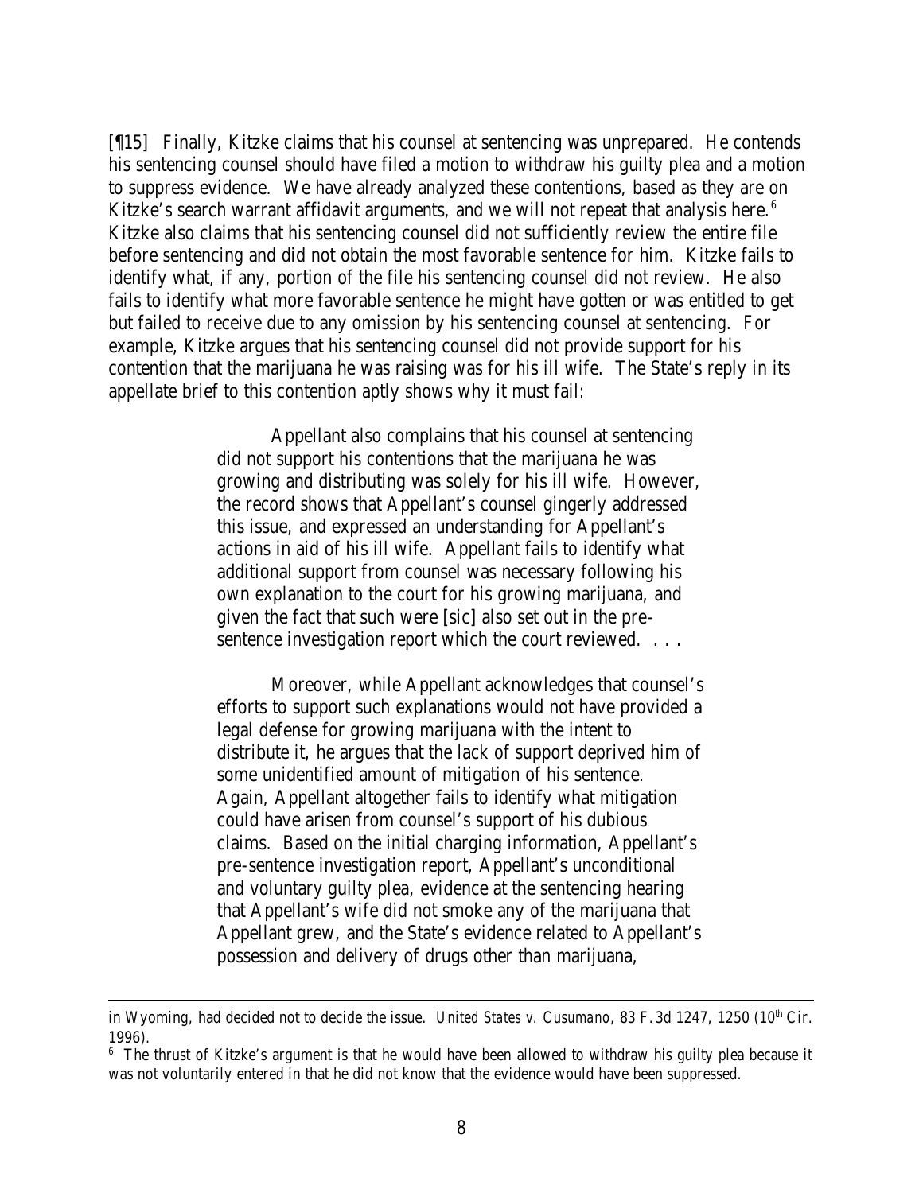[¶15] Finally, Kitzke claims that his counsel at sentencing was unprepared. He contends his sentencing counsel should have filed a motion to withdraw his guilty plea and a motion to suppress evidence. We have already analyzed these contentions, based as they are on Kitzke's search warrant affidavit arguments, and we will not repeat that analysis here.[6] Kitzke also claims that his sentencing counsel did not sufficiently review the entire file before sentencing and did not obtain the most favorable sentence for him. Kitzke fails to identify what, if any, portion of the file his sentencing counsel did not review. He also fails to identify what more favorable sentence he might have gotten or was entitled to get but failed to receive due to any omission by his sentencing counsel at sentencing. For example, Kitzke argues that his sentencing counsel did not provide support for his contention that the marijuana he was raising was for his ill wife. The State's reply in its appellate brief to this contention aptly shows why it must fail:

> Appellant also complains that his counsel at sentencing did not support his contentions that the marijuana he was growing and distributing was solely for his ill wife. However, the record shows that Appellant's counsel gingerly addressed this issue, and expressed an understanding for Appellant's actions in aid of his ill wife. Appellant fails to identify what additional support from counsel was necessary following his own explanation to the court for his growing marijuana, and given the fact that such were [sic] also set out in the pre-sentence investigation report which the court reviewed. . . .
>
> Moreover, while Appellant acknowledges that counsel's efforts to support such explanations would not have provided a legal defense for growing marijuana with the intent to distribute it, he argues that the lack of support deprived him of some unidentified amount of mitigation of his sentence. Again, Appellant altogether fails to identify what mitigation could have arisen from counsel's support of his dubious claims. Based on the initial charging information, Appellant's pre-sentence investigation report, Appellant's unconditional and voluntary guilty plea, evidence at the sentencing hearing that Appellant's wife did not smoke any of the marijuana that Appellant grew, and the State's evidence related to Appellant's possession and delivery of drugs other than marijuana,

---

in Wyoming, had decided not to decide the issue. *United States v. Cusumano*, 83 F.3d 1247, 1250 (10th Cir. 1996).

[6] The thrust of Kitzke's argument is that he would have been allowed to withdraw his guilty plea because it was not voluntarily entered in that he did not know that the evidence would have been suppressed.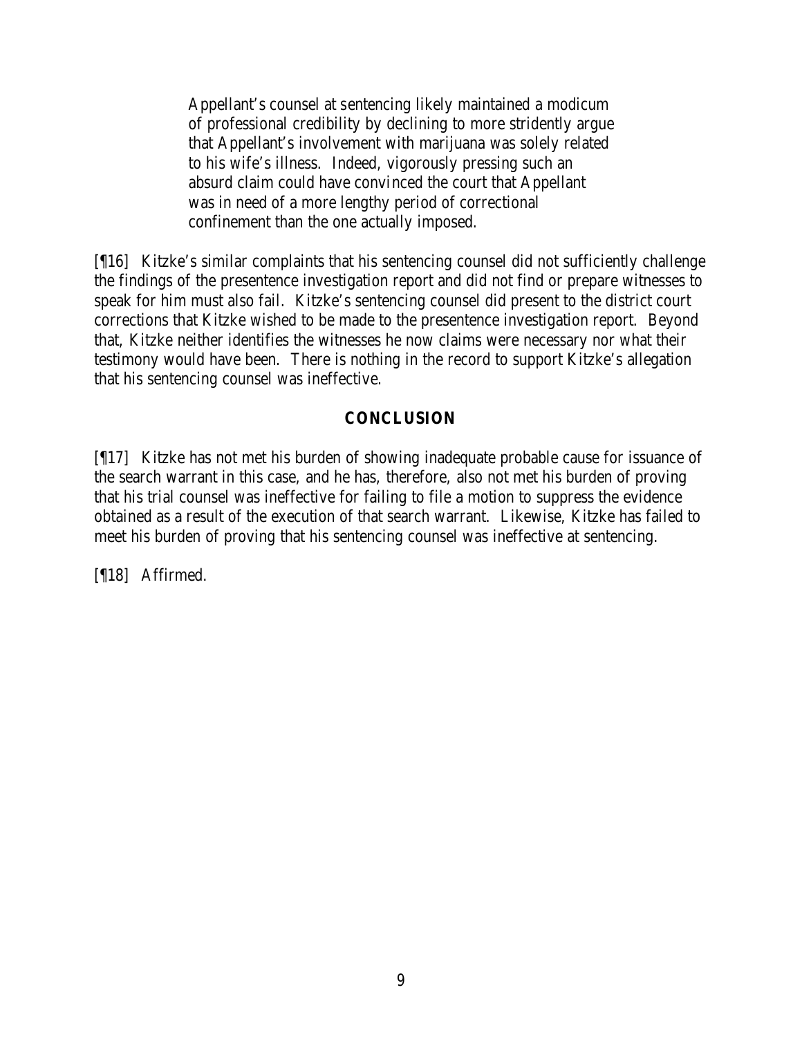> Appellant's counsel at sentencing likely maintained a modicum of professional credibility by declining to more stridently argue that Appellant's involvement with marijuana was solely related to his wife's illness. Indeed, vigorously pressing such an absurd claim could have convinced the court that Appellant was in need of a more lengthy period of correctional confinement than the one actually imposed.

[¶16] Kitzke's similar complaints that his sentencing counsel did not sufficiently challenge the findings of the presentence investigation report and did not find or prepare witnesses to speak for him must also fail. Kitzke's sentencing counsel did present to the district court corrections that Kitzke wished to be made to the presentence investigation report. Beyond that, Kitzke neither identifies the witnesses he now claims were necessary nor what their testimony would have been. There is nothing in the record to support Kitzke's allegation that his sentencing counsel was ineffective.

## CONCLUSION

[¶17] Kitzke has not met his burden of showing inadequate probable cause for issuance of the search warrant in this case, and he has, therefore, also not met his burden of proving that his trial counsel was ineffective for failing to file a motion to suppress the evidence obtained as a result of the execution of that search warrant. Likewise, Kitzke has failed to meet his burden of proving that his sentencing counsel was ineffective at sentencing.

[¶18] Affirmed.